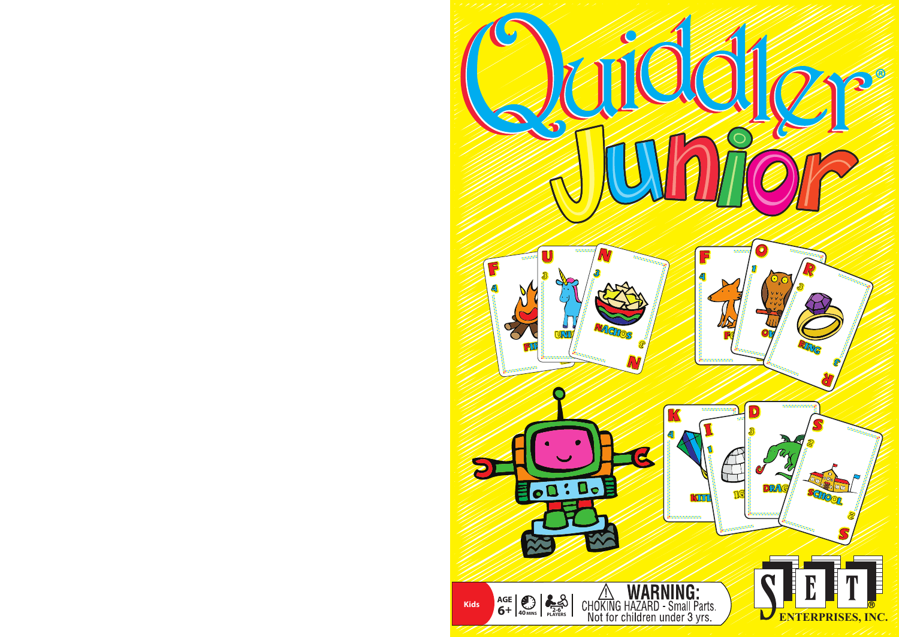# Quiddler® Junior

Kids | AGE 6+ | 40 MINS | 2-6 PLAYERS

⚠ **WARNING:**
CHOKING HAZARD - Small Parts.
Not for children under 3 yrs.

SET® ENTERPRISES, INC.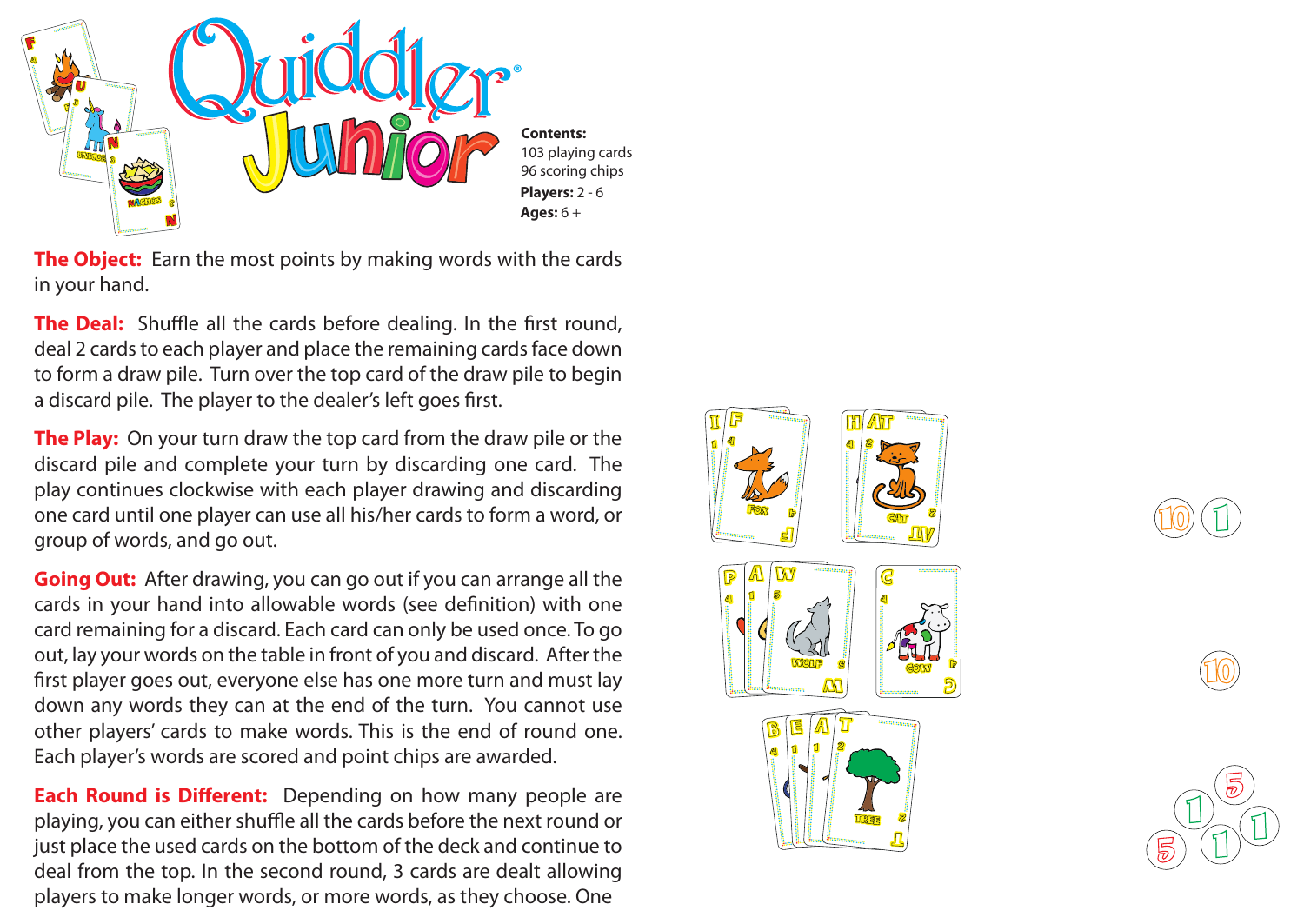# Quiddler® Junior

**Contents:**
103 playing cards
96 scoring chips

**Players:** 2 - 6

**Ages:** 6 +

**The Object:** Earn the most points by making words with the cards in your hand.

**The Deal:** Shuffle all the cards before dealing. In the first round, deal 2 cards to each player and place the remaining cards face down to form a draw pile. Turn over the top card of the draw pile to begin a discard pile. The player to the dealer's left goes first.

**The Play:** On your turn draw the top card from the draw pile or the discard pile and complete your turn by discarding one card. The play continues clockwise with each player drawing and discarding one card until one player can use all his/her cards to form a word, or group of words, and go out.

**Going Out:** After drawing, you can go out if you can arrange all the cards in your hand into allowable words (see definition) with one card remaining for a discard. Each card can only be used once. To go out, lay your words on the table in front of you and discard. After the first player goes out, everyone else has one more turn and must lay down any words they can at the end of the turn. You cannot use other players' cards to make words. This is the end of round one. Each player's words are scored and point chips are awarded.

**Each Round is Different:** Depending on how many people are playing, you can either shuffle all the cards before the next round or just place the used cards on the bottom of the deck and continue to deal from the top. In the second round, 3 cards are dealt allowing players to make longer words, or more words, as they choose. One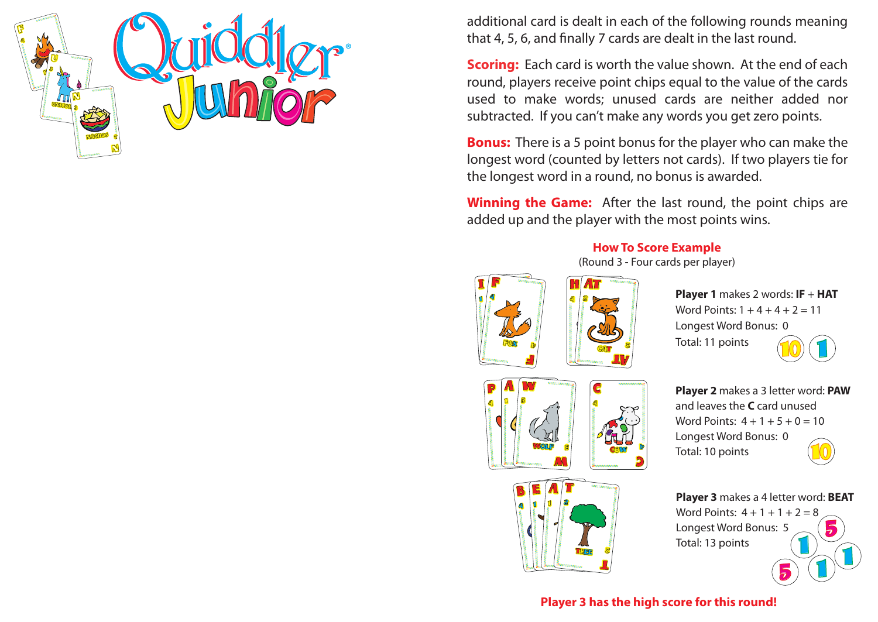additional card is dealt in each of the following rounds meaning that 4, 5, 6, and finally 7 cards are dealt in the last round.

**Scoring:** Each card is worth the value shown. At the end of each round, players receive point chips equal to the value of the cards used to make words; unused cards are neither added nor subtracted. If you can't make any words you get zero points.

**Bonus:** There is a 5 point bonus for the player who can make the longest word (counted by letters not cards). If two players tie for the longest word in a round, no bonus is awarded.

**Winning the Game:** After the last round, the point chips are added up and the player with the most points wins.

### How To Score Example

(Round 3 - Four cards per player)

**Player 1** makes 2 words: **IF** + **HAT**
Word Points: 1 + 4 + 4 + 2 = 11
Longest Word Bonus: 0
Total: 11 points

**Player 2** makes a 3 letter word: **PAW** and leaves the **C** card unused
Word Points: 4 + 1 + 5 + 0 = 10
Longest Word Bonus: 0
Total: 10 points

**Player 3** makes a 4 letter word: **BEAT**
Word Points: 4 + 1 + 1 + 2 = 8
Longest Word Bonus: 5
Total: 13 points

**Player 3 has the high score for this round!**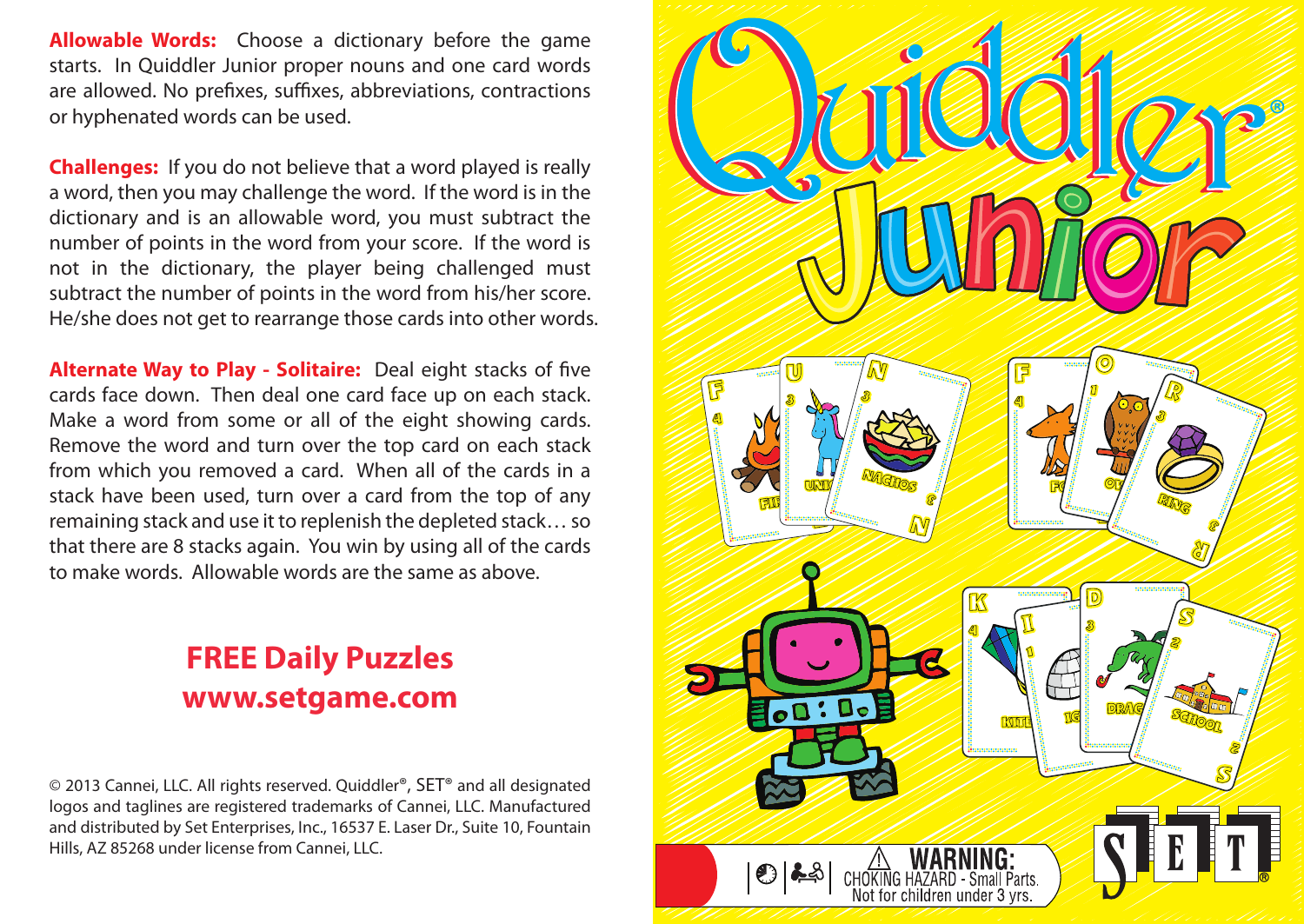**Allowable Words:** Choose a dictionary before the game starts. In Quiddler Junior proper nouns and one card words are allowed. No prefixes, suffixes, abbreviations, contractions or hyphenated words can be used.

**Challenges:** If you do not believe that a word played is really a word, then you may challenge the word. If the word is in the dictionary and is an allowable word, you must subtract the number of points in the word from your score. If the word is not in the dictionary, the player being challenged must subtract the number of points in the word from his/her score. He/she does not get to rearrange those cards into other words.

**Alternate Way to Play - Solitaire:** Deal eight stacks of five cards face down. Then deal one card face up on each stack. Make a word from some or all of the eight showing cards. Remove the word and turn over the top card on each stack from which you removed a card. When all of the cards in a stack have been used, turn over a card from the top of any remaining stack and use it to replenish the depleted stack… so that there are 8 stacks again. You win by using all of the cards to make words. Allowable words are the same as above.

## FREE Daily Puzzles
## www.setgame.com

© 2013 Cannei, LLC. All rights reserved. Quiddler®, SET® and all designated logos and taglines are registered trademarks of Cannei, LLC. Manufactured and distributed by Set Enterprises, Inc., 16537 E. Laser Dr., Suite 10, Fountain Hills, AZ 85268 under license from Cannei, LLC.

# Quiddler® Junior

**WARNING:**
CHOKING HAZARD - Small Parts.
Not for children under 3 yrs.

SET®